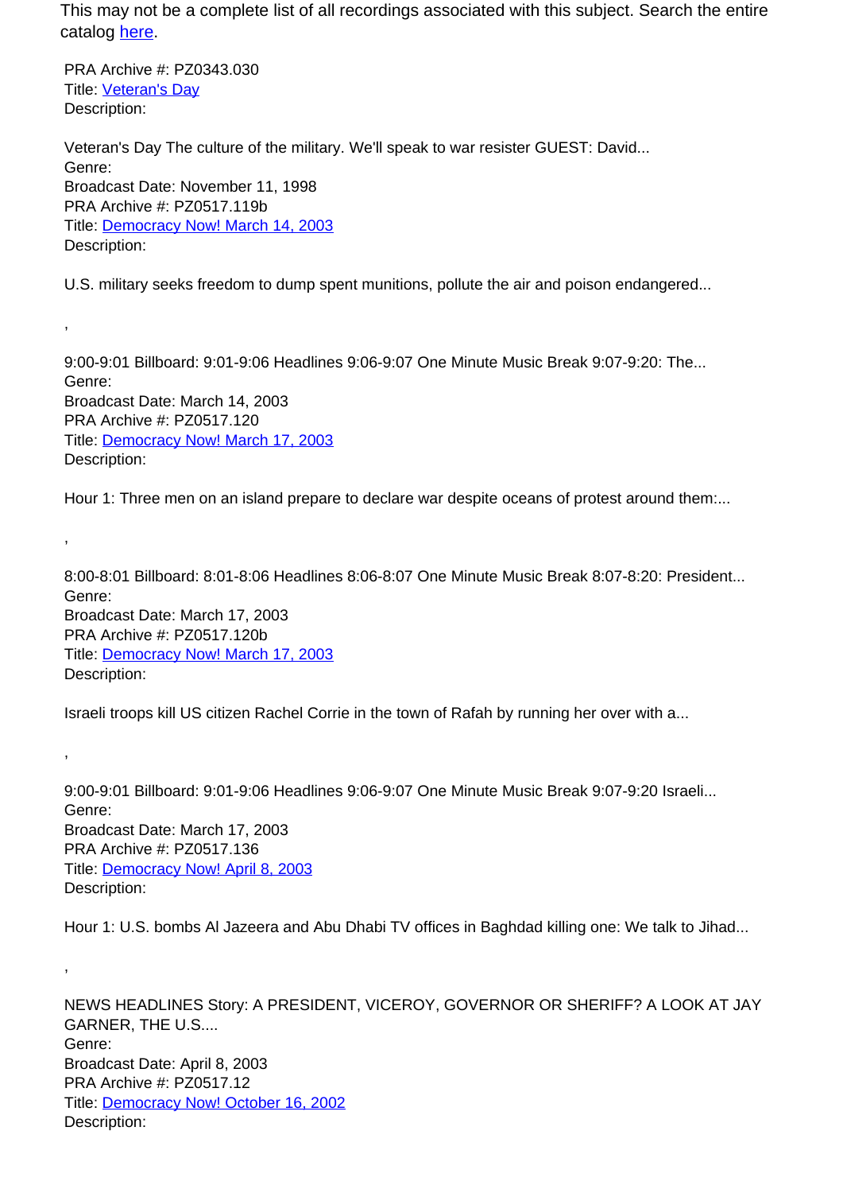This may not be a complete list of all recordings associated with this subject. Search the entire catalog [here](here).

PRA Archive #: PZ0343.030
Title: [Veteran's Day](Veteran's Day)
Description:

Veteran's Day The culture of the military. We'll speak to war resister GUEST: David...
Genre:
Broadcast Date: November 11, 1998
PRA Archive #: PZ0517.119b
Title: [Democracy Now! March 14, 2003](Democracy Now! March 14, 2003)
Description:

U.S. military seeks freedom to dump spent munitions, pollute the air and poison endangered...

,

9:00-9:01 Billboard: 9:01-9:06 Headlines 9:06-9:07 One Minute Music Break 9:07-9:20: The...
Genre:
Broadcast Date: March 14, 2003
PRA Archive #: PZ0517.120
Title: [Democracy Now! March 17, 2003](Democracy Now! March 17, 2003)
Description:

Hour 1: Three men on an island prepare to declare war despite oceans of protest around them:...

,

8:00-8:01 Billboard: 8:01-8:06 Headlines 8:06-8:07 One Minute Music Break 8:07-8:20: President...
Genre:
Broadcast Date: March 17, 2003
PRA Archive #: PZ0517.120b
Title: [Democracy Now! March 17, 2003](Democracy Now! March 17, 2003)
Description:

Israeli troops kill US citizen Rachel Corrie in the town of Rafah by running her over with a...

,

9:00-9:01 Billboard: 9:01-9:06 Headlines 9:06-9:07 One Minute Music Break 9:07-9:20 Israeli...
Genre:
Broadcast Date: March 17, 2003
PRA Archive #: PZ0517.136
Title: [Democracy Now! April 8, 2003](Democracy Now! April 8, 2003)
Description:

Hour 1: U.S. bombs Al Jazeera and Abu Dhabi TV offices in Baghdad killing one: We talk to Jihad...

,

NEWS HEADLINES Story: A PRESIDENT, VICEROY, GOVERNOR OR SHERIFF? A LOOK AT JAY GARNER, THE U.S....
Genre:
Broadcast Date: April 8, 2003
PRA Archive #: PZ0517.12
Title: [Democracy Now! October 16, 2002](Democracy Now! October 16, 2002)
Description: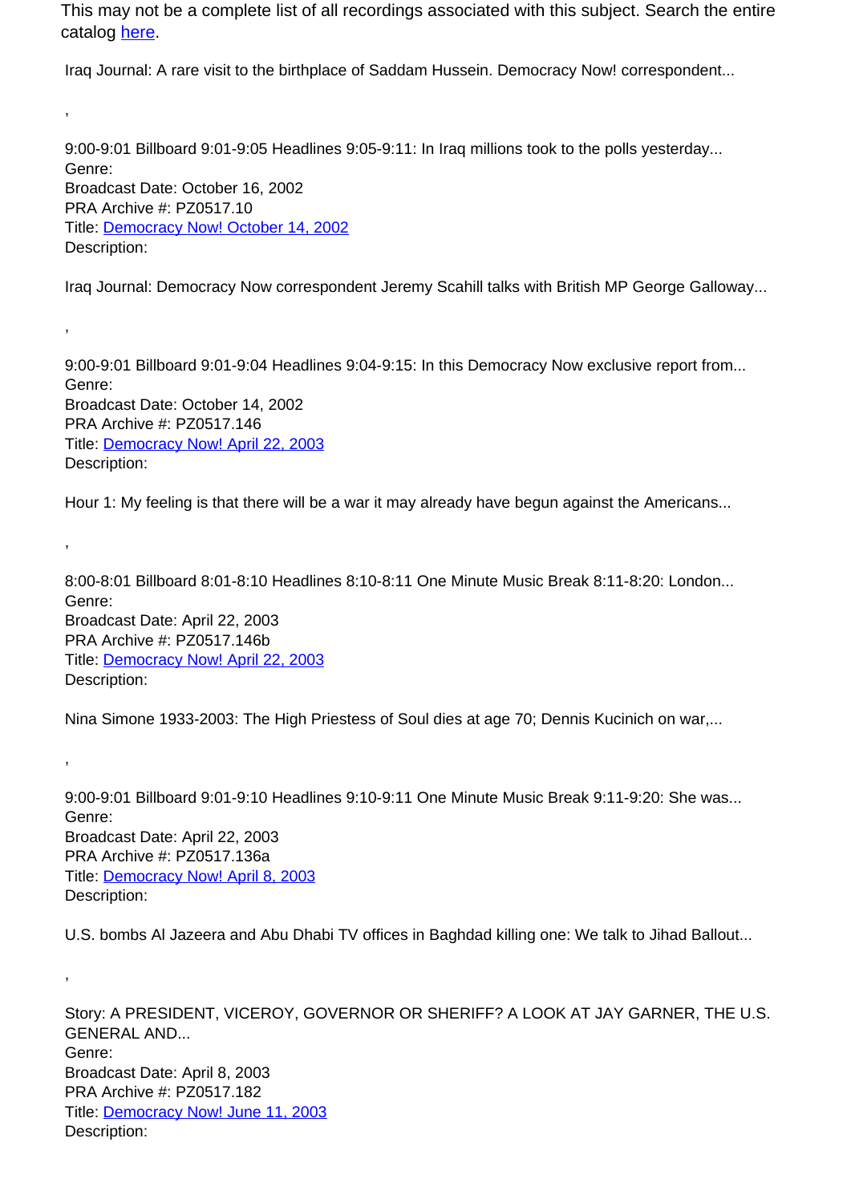This may not be a complete list of all recordings associated with this subject. Search the entire catalog [here](#).

Iraq Journal: A rare visit to the birthplace of Saddam Hussein. Democracy Now! correspondent...

,

9:00-9:01 Billboard 9:01-9:05 Headlines 9:05-9:11: In Iraq millions took to the polls yesterday...
Genre:
Broadcast Date: October 16, 2002
PRA Archive #: PZ0517.10
Title: [Democracy Now! October 14, 2002](#)
Description:

Iraq Journal: Democracy Now correspondent Jeremy Scahill talks with British MP George Galloway...

,

9:00-9:01 Billboard 9:01-9:04 Headlines 9:04-9:15: In this Democracy Now exclusive report from...
Genre:
Broadcast Date: October 14, 2002
PRA Archive #: PZ0517.146
Title: [Democracy Now! April 22, 2003](#)
Description:

Hour 1: My feeling is that there will be a war it may already have begun against the Americans...

,

8:00-8:01 Billboard 8:01-8:10 Headlines 8:10-8:11 One Minute Music Break 8:11-8:20: London...
Genre:
Broadcast Date: April 22, 2003
PRA Archive #: PZ0517.146b
Title: [Democracy Now! April 22, 2003](#)
Description:

Nina Simone 1933-2003: The High Priestess of Soul dies at age 70; Dennis Kucinich on war,...

,

9:00-9:01 Billboard 9:01-9:10 Headlines 9:10-9:11 One Minute Music Break 9:11-9:20: She was...
Genre:
Broadcast Date: April 22, 2003
PRA Archive #: PZ0517.136a
Title: [Democracy Now! April 8, 2003](#)
Description:

U.S. bombs Al Jazeera and Abu Dhabi TV offices in Baghdad killing one: We talk to Jihad Ballout...

,

Story: A PRESIDENT, VICEROY, GOVERNOR OR SHERIFF? A LOOK AT JAY GARNER, THE U.S. GENERAL AND...
Genre:
Broadcast Date: April 8, 2003
PRA Archive #: PZ0517.182
Title: [Democracy Now! June 11, 2003](#)
Description: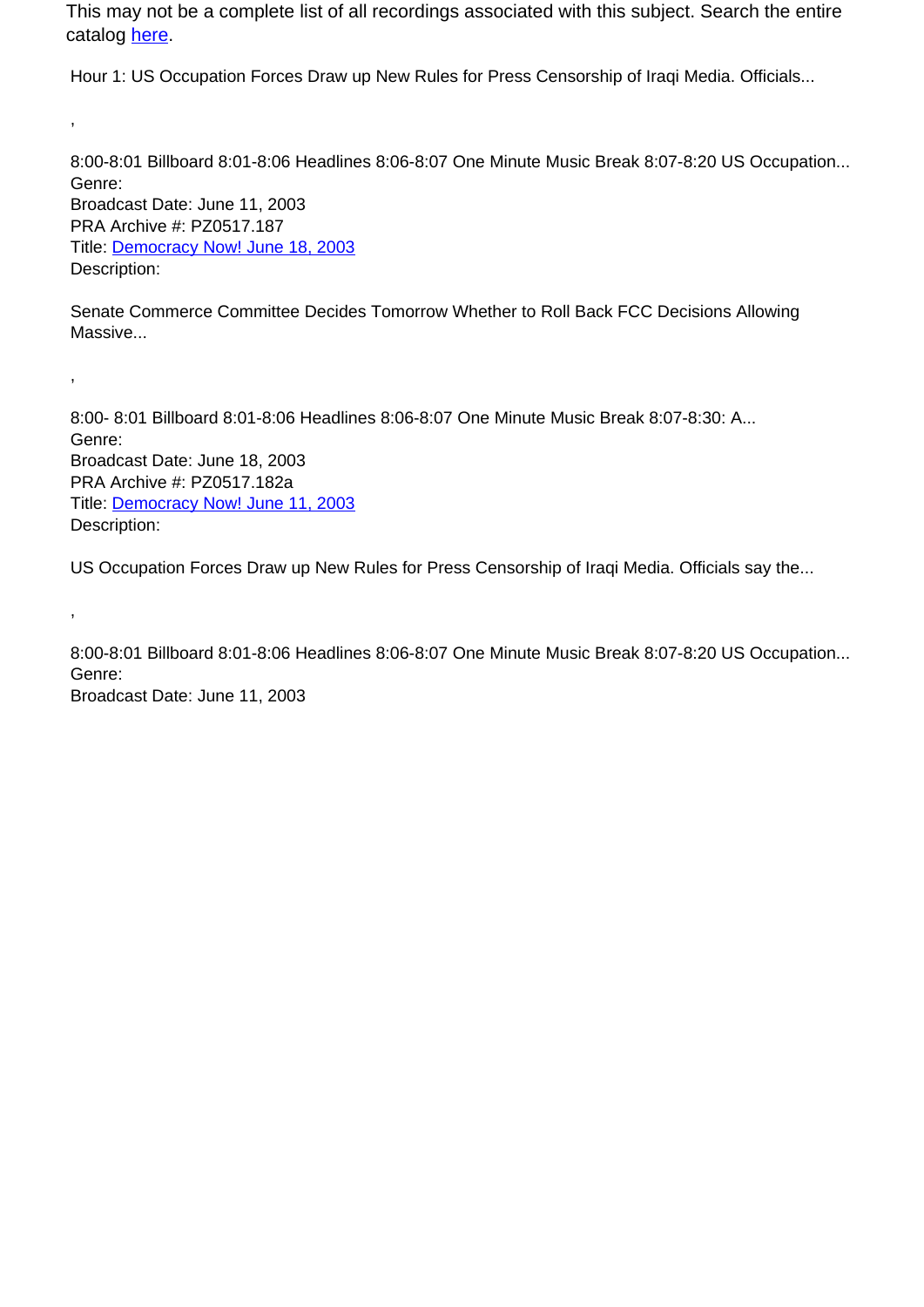This may not be a complete list of all recordings associated with this subject. Search the entire catalog [here](here).

Hour 1: US Occupation Forces Draw up New Rules for Press Censorship of Iraqi Media. Officials...

,

8:00-8:01 Billboard 8:01-8:06 Headlines 8:06-8:07 One Minute Music Break 8:07-8:20 US Occupation...
Genre:
Broadcast Date: June 11, 2003
PRA Archive #: PZ0517.187
Title: [Democracy Now! June 18, 2003](Democracy Now! June 18, 2003)
Description:

Senate Commerce Committee Decides Tomorrow Whether to Roll Back FCC Decisions Allowing Massive...

,

8:00- 8:01 Billboard 8:01-8:06 Headlines 8:06-8:07 One Minute Music Break 8:07-8:30: A...
Genre:
Broadcast Date: June 18, 2003
PRA Archive #: PZ0517.182a
Title: [Democracy Now! June 11, 2003](Democracy Now! June 11, 2003)
Description:

US Occupation Forces Draw up New Rules for Press Censorship of Iraqi Media. Officials say the...

,

8:00-8:01 Billboard 8:01-8:06 Headlines 8:06-8:07 One Minute Music Break 8:07-8:20 US Occupation...
Genre:
Broadcast Date: June 11, 2003